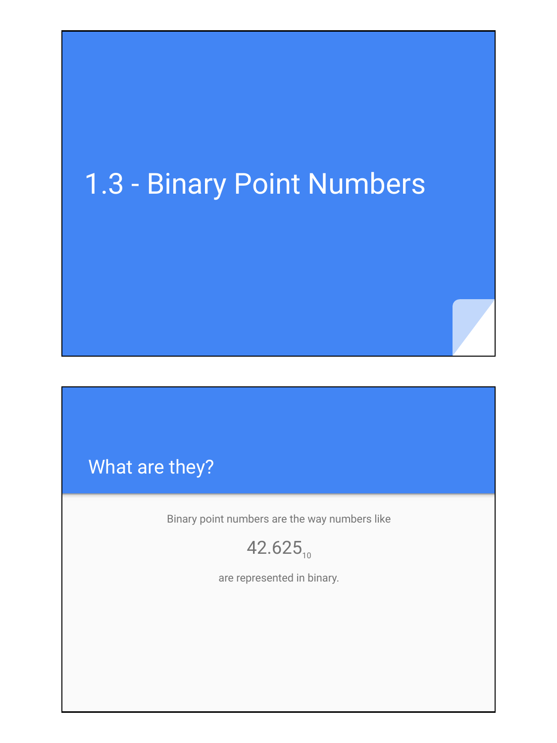# 1.3 - Binary Point Numbers

## What are they?

Binary point numbers are the way numbers like

$$42.625_{10}$$

are represented in binary.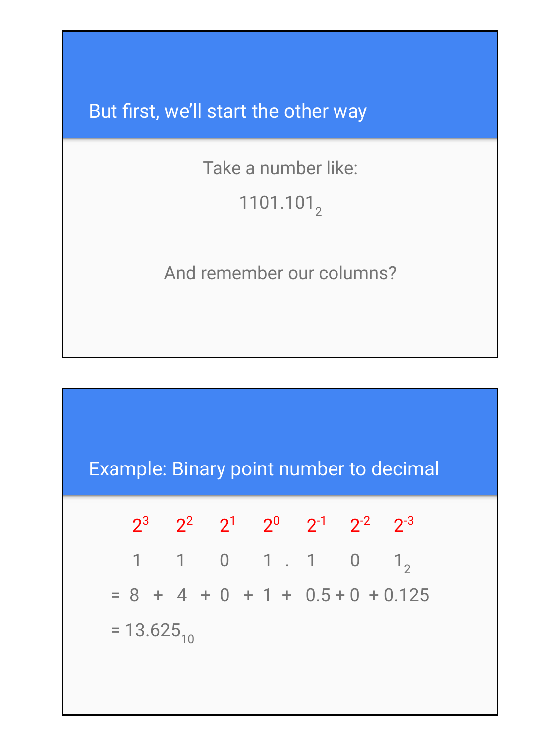## But first, we'll start the other way

Take a number like:

$1101.101_2$

And remember our columns?

## Example: Binary point number to decimal

| $2^3$ | $2^2$ | $2^1$ | $2^0$ | | $2^{-1}$ | $2^{-2}$ | $2^{-3}$ |
|---|---|---|---|---|---|---|---|
| 1 | 1 | 0 | 1 | . | 1 | 0 | $1_2$ |

$= 8 + 4 + 0 + 1 + 0.5 + 0 + 0.125$

$= 13.625_{10}$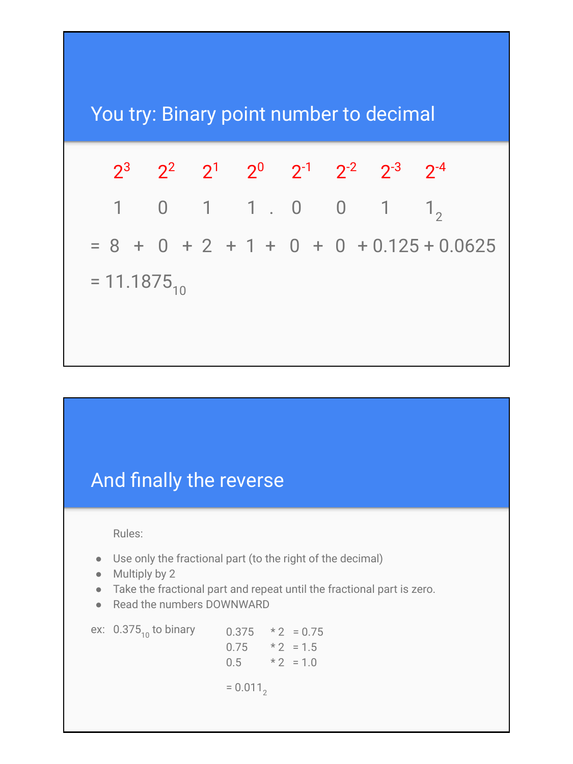## You try: Binary point number to decimal

| $2^3$ | $2^2$ | $2^1$ | $2^0$ | . | $2^{-1}$ | $2^{-2}$ | $2^{-3}$ | $2^{-4}$ |
|---|---|---|---|---|---|---|---|---|
| 1 | 0 | 1 | 1 | . | 0 | 0 | 1 | $1_2$ |

$= 8 + 0 + 2 + 1 + 0 + 0 + 0.125 + 0.0625$

$= 11.1875_{10}$

## And finally the reverse

Rules:

- Use only the fractional part (to the right of the decimal)
- Multiply by 2
- Take the fractional part and repeat until the fractional part is zero.
- Read the numbers DOWNWARD

ex: $0.375_{10}$ to binary

$0.375 * 2 = 0.75$
$0.75 * 2 = 1.5$
$0.5 * 2 = 1.0$

$= 0.011_2$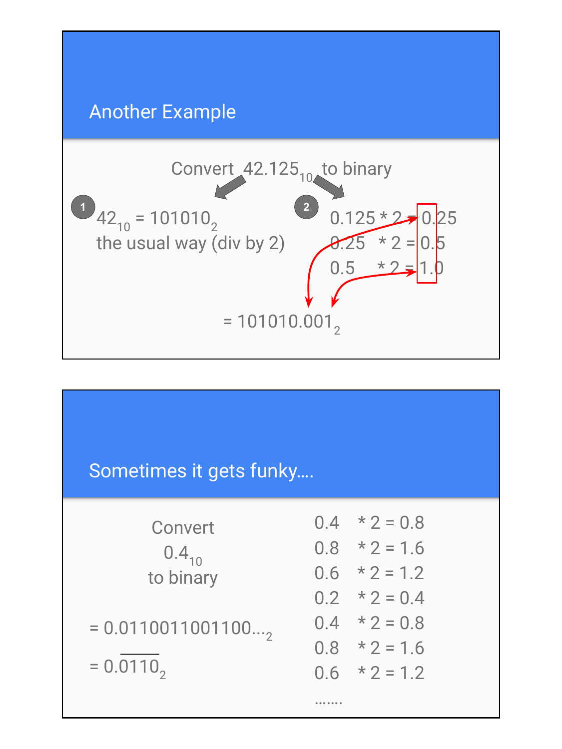## Another Example

Convert $42.125_{10}$ to binary

1. $42_{10} = 101010_2$
   the usual way (div by 2)

2. $0.125 * 2 = 0.25$
   $0.25 \quad * 2 = 0.5$
   $0.5 \quad * 2 = 1.0$

$= 101010.001_2$

## Sometimes it gets funky....

Convert $0.4_{10}$ to binary

$= 0.0110011001100..._2$

$= 0.\overline{0110}_2$

$0.4 \quad * 2 = 0.8$
$0.8 \quad * 2 = 1.6$
$0.6 \quad * 2 = 1.2$
$0.2 \quad * 2 = 0.4$
$0.4 \quad * 2 = 0.8$
$0.8 \quad * 2 = 1.6$
$0.6 \quad * 2 = 1.2$
.......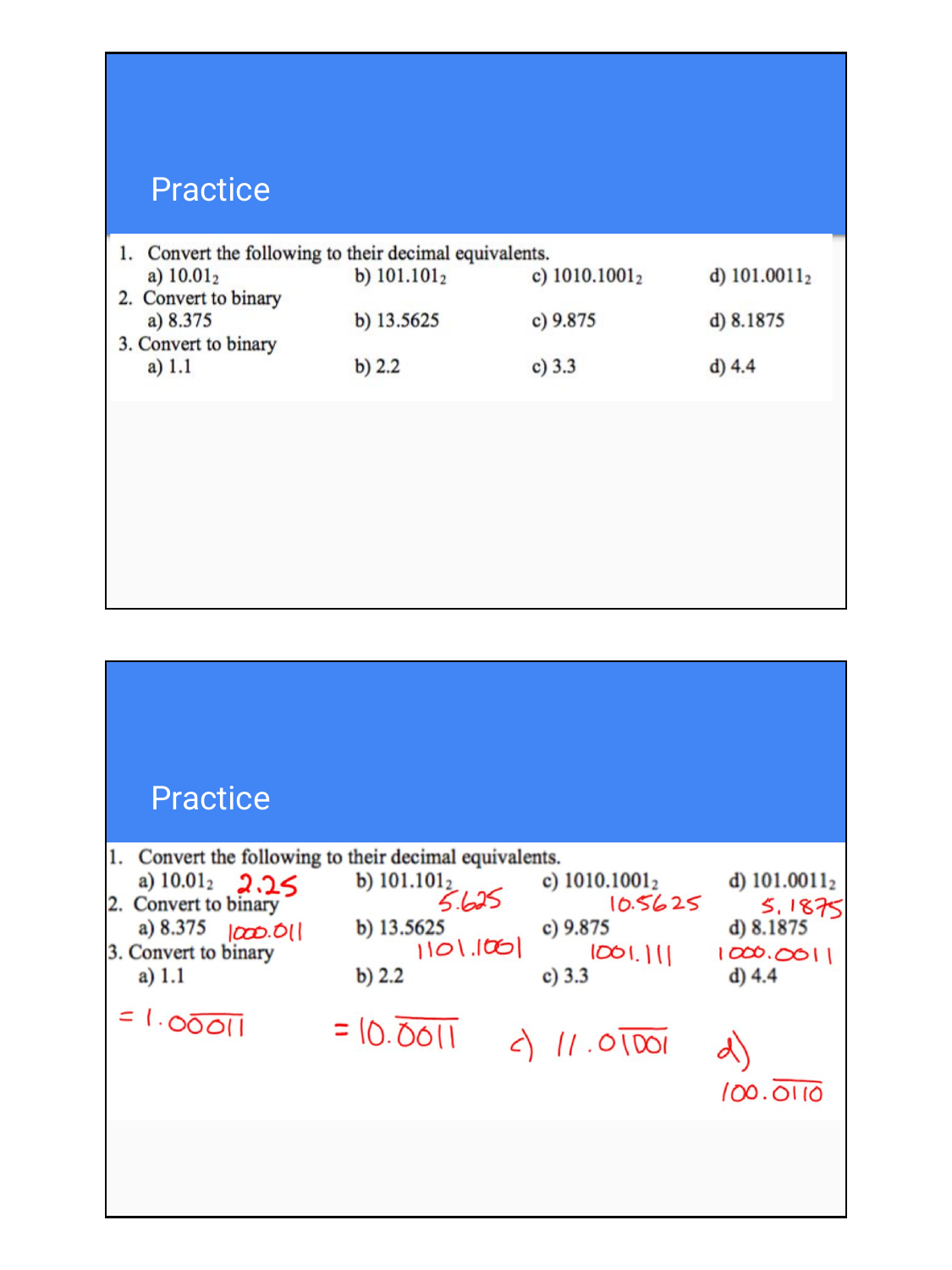## Practice

1. Convert the following to their decimal equivalents.
   a) $10.01_2$ b) $101.101_2$ c) $1010.1001_2$ d) $101.0011_2$
2. Convert to binary
   a) 8.375 b) 13.5625 c) 9.875 d) 8.1875
3. Convert to binary
   a) 1.1 b) 2.2 c) 3.3 d) 4.4

## Practice

1. Convert the following to their decimal equivalents.
   a) $10.01_2$ 2.25 b) $101.101_2$ 5.625 c) $1010.1001_2$ 10.5625 d) $101.0011_2$ 5.1875
2. Convert to binary
   a) 8.375 1000.011 b) 13.5625 1101.1001 c) 9.875 1001.111 d) 8.1875 1000.0011
3. Convert to binary
   a) 1.1 b) 2.2 c) 3.3 d) 4.4

$= 1.0\overline{0011}$ $= 10.\overline{0011}$ c) $11.0\overline{1001}$ d) $100.\overline{0110}$